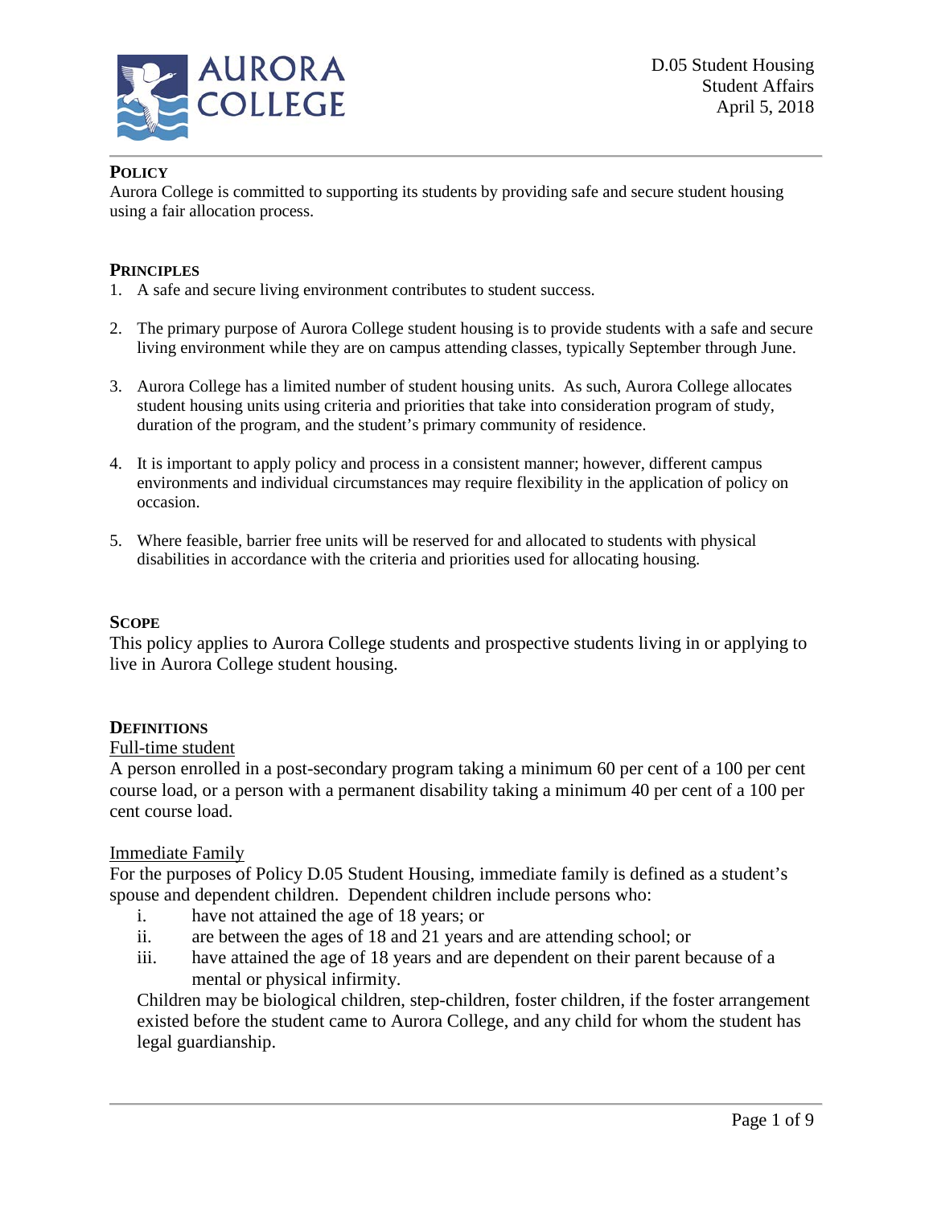D.05 Student Housing
Student Affairs
April 5, 2018

## POLICY

Aurora College is committed to supporting its students by providing safe and secure student housing using a fair allocation process.

## PRINCIPLES

1. A safe and secure living environment contributes to student success.

2. The primary purpose of Aurora College student housing is to provide students with a safe and secure living environment while they are on campus attending classes, typically September through June.

3. Aurora College has a limited number of student housing units. As such, Aurora College allocates student housing units using criteria and priorities that take into consideration program of study, duration of the program, and the student's primary community of residence.

4. It is important to apply policy and process in a consistent manner; however, different campus environments and individual circumstances may require flexibility in the application of policy on occasion.

5. Where feasible, barrier free units will be reserved for and allocated to students with physical disabilities in accordance with the criteria and priorities used for allocating housing.

## SCOPE

This policy applies to Aurora College students and prospective students living in or applying to live in Aurora College student housing.

## DEFINITIONS

Full-time student

A person enrolled in a post-secondary program taking a minimum 60 per cent of a 100 per cent course load, or a person with a permanent disability taking a minimum 40 per cent of a 100 per cent course load.

Immediate Family

For the purposes of Policy D.05 Student Housing, immediate family is defined as a student's spouse and dependent children. Dependent children include persons who:

i. have not attained the age of 18 years; or
ii. are between the ages of 18 and 21 years and are attending school; or
iii. have attained the age of 18 years and are dependent on their parent because of a mental or physical infirmity.

Children may be biological children, step-children, foster children, if the foster arrangement existed before the student came to Aurora College, and any child for whom the student has legal guardianship.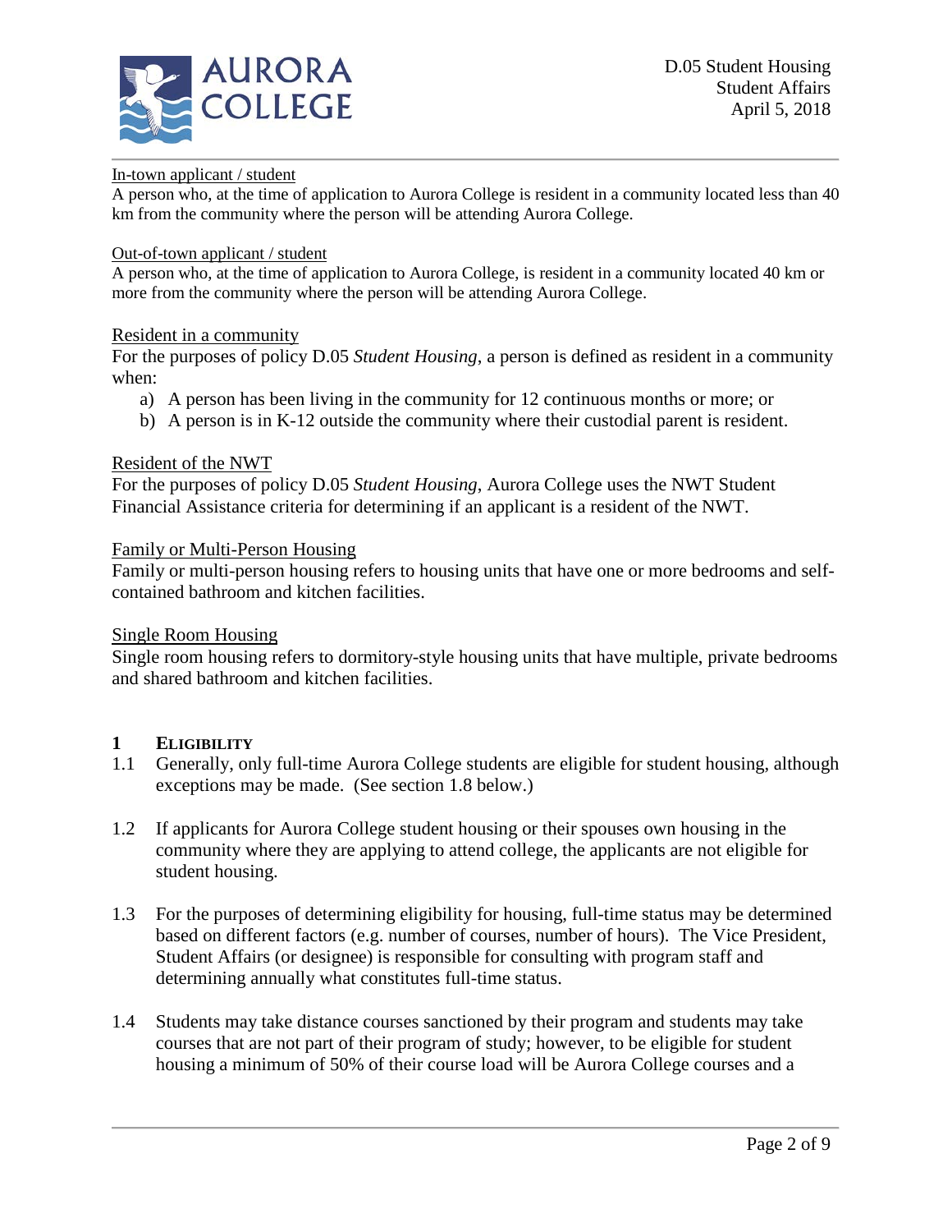In-town applicant / student

A person who, at the time of application to Aurora College is resident in a community located less than 40 km from the community where the person will be attending Aurora College.

Out-of-town applicant / student

A person who, at the time of application to Aurora College, is resident in a community located 40 km or more from the community where the person will be attending Aurora College.

Resident in a community

For the purposes of policy D.05 *Student Housing*, a person is defined as resident in a community when:

a) A person has been living in the community for 12 continuous months or more; or
b) A person is in K-12 outside the community where their custodial parent is resident.

Resident of the NWT

For the purposes of policy D.05 *Student Housing*, Aurora College uses the NWT Student Financial Assistance criteria for determining if an applicant is a resident of the NWT.

Family or Multi-Person Housing

Family or multi-person housing refers to housing units that have one or more bedrooms and self-contained bathroom and kitchen facilities.

Single Room Housing

Single room housing refers to dormitory-style housing units that have multiple, private bedrooms and shared bathroom and kitchen facilities.

## 1 ELIGIBILITY

1.1 Generally, only full-time Aurora College students are eligible for student housing, although exceptions may be made. (See section 1.8 below.)

1.2 If applicants for Aurora College student housing or their spouses own housing in the community where they are applying to attend college, the applicants are not eligible for student housing.

1.3 For the purposes of determining eligibility for housing, full-time status may be determined based on different factors (e.g. number of courses, number of hours). The Vice President, Student Affairs (or designee) is responsible for consulting with program staff and determining annually what constitutes full-time status.

1.4 Students may take distance courses sanctioned by their program and students may take courses that are not part of their program of study; however, to be eligible for student housing a minimum of 50% of their course load will be Aurora College courses and a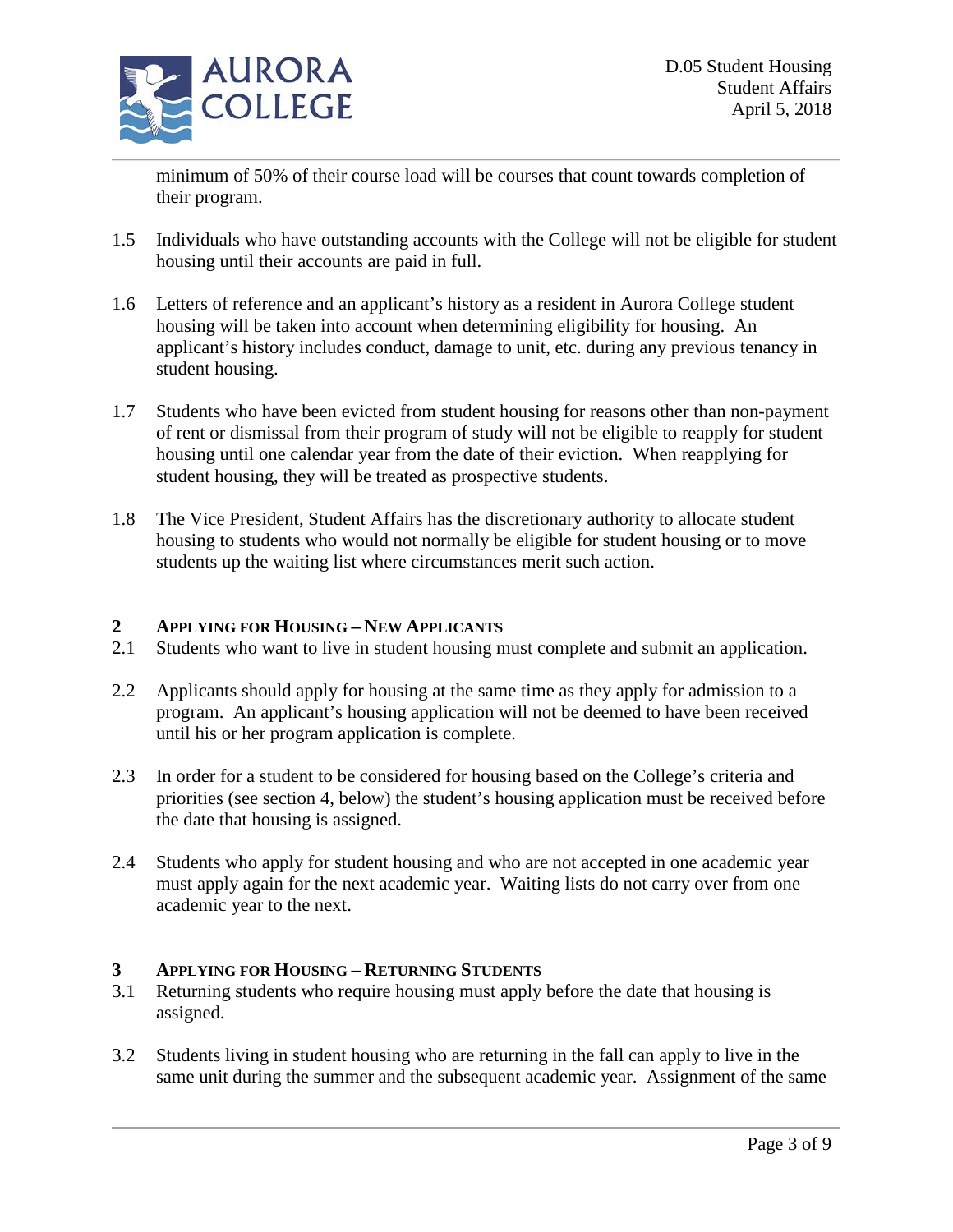minimum of 50% of their course load will be courses that count towards completion of their program.

1.5 Individuals who have outstanding accounts with the College will not be eligible for student housing until their accounts are paid in full.

1.6 Letters of reference and an applicant's history as a resident in Aurora College student housing will be taken into account when determining eligibility for housing. An applicant's history includes conduct, damage to unit, etc. during any previous tenancy in student housing.

1.7 Students who have been evicted from student housing for reasons other than non-payment of rent or dismissal from their program of study will not be eligible to reapply for student housing until one calendar year from the date of their eviction. When reapplying for student housing, they will be treated as prospective students.

1.8 The Vice President, Student Affairs has the discretionary authority to allocate student housing to students who would not normally be eligible for student housing or to move students up the waiting list where circumstances merit such action.

## 2 Applying for Housing – New Applicants

2.1 Students who want to live in student housing must complete and submit an application.

2.2 Applicants should apply for housing at the same time as they apply for admission to a program. An applicant's housing application will not be deemed to have been received until his or her program application is complete.

2.3 In order for a student to be considered for housing based on the College's criteria and priorities (see section 4, below) the student's housing application must be received before the date that housing is assigned.

2.4 Students who apply for student housing and who are not accepted in one academic year must apply again for the next academic year. Waiting lists do not carry over from one academic year to the next.

## 3 Applying for Housing – Returning Students

3.1 Returning students who require housing must apply before the date that housing is assigned.

3.2 Students living in student housing who are returning in the fall can apply to live in the same unit during the summer and the subsequent academic year. Assignment of the same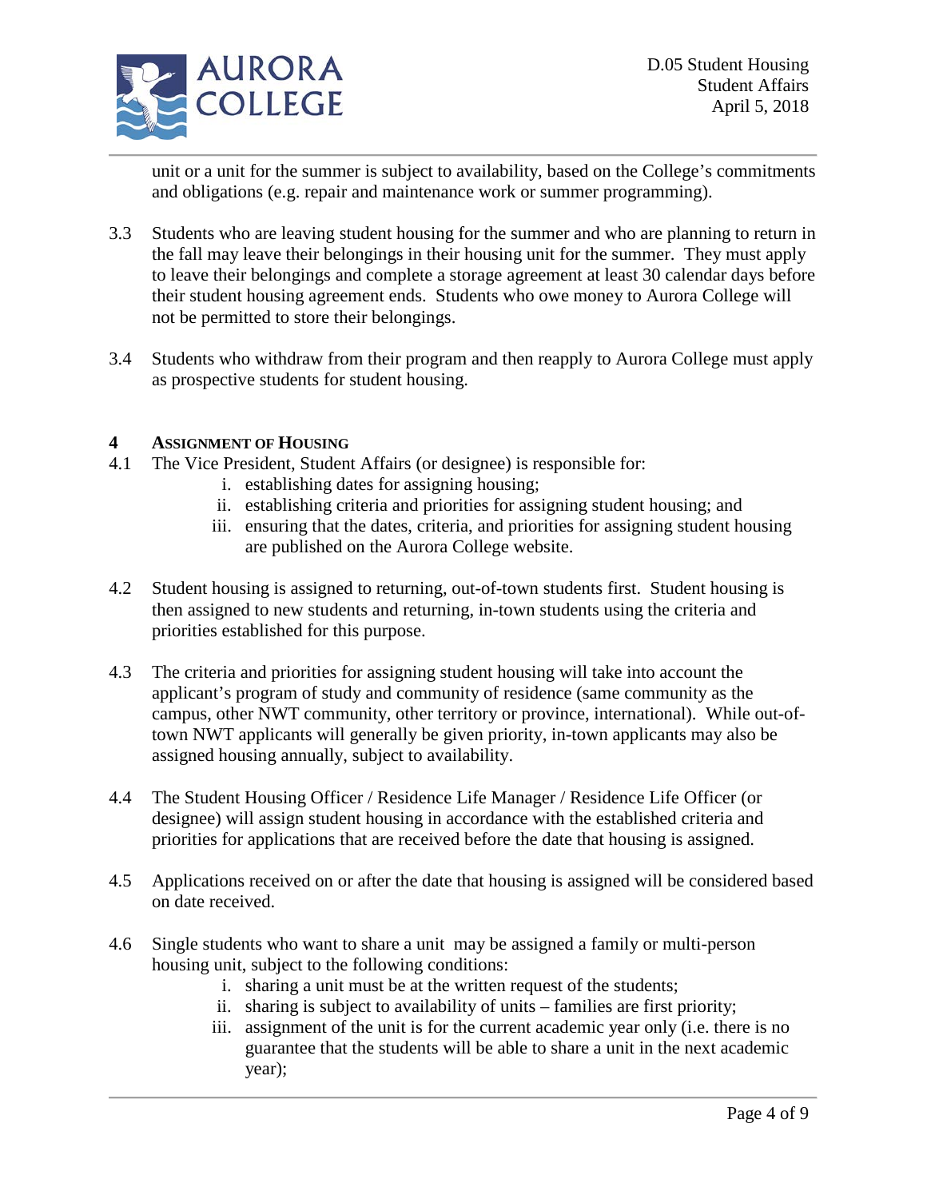unit or a unit for the summer is subject to availability, based on the College's commitments and obligations (e.g. repair and maintenance work or summer programming).

3.3 Students who are leaving student housing for the summer and who are planning to return in the fall may leave their belongings in their housing unit for the summer. They must apply to leave their belongings and complete a storage agreement at least 30 calendar days before their student housing agreement ends. Students who owe money to Aurora College will not be permitted to store their belongings.

3.4 Students who withdraw from their program and then reapply to Aurora College must apply as prospective students for student housing.

## 4 Assignment of Housing

4.1 The Vice President, Student Affairs (or designee) is responsible for:

i. establishing dates for assigning housing;
ii. establishing criteria and priorities for assigning student housing; and
iii. ensuring that the dates, criteria, and priorities for assigning student housing are published on the Aurora College website.

4.2 Student housing is assigned to returning, out-of-town students first. Student housing is then assigned to new students and returning, in-town students using the criteria and priorities established for this purpose.

4.3 The criteria and priorities for assigning student housing will take into account the applicant's program of study and community of residence (same community as the campus, other NWT community, other territory or province, international). While out-of-town NWT applicants will generally be given priority, in-town applicants may also be assigned housing annually, subject to availability.

4.4 The Student Housing Officer / Residence Life Manager / Residence Life Officer (or designee) will assign student housing in accordance with the established criteria and priorities for applications that are received before the date that housing is assigned.

4.5 Applications received on or after the date that housing is assigned will be considered based on date received.

4.6 Single students who want to share a unit may be assigned a family or multi-person housing unit, subject to the following conditions:

i. sharing a unit must be at the written request of the students;
ii. sharing is subject to availability of units – families are first priority;
iii. assignment of the unit is for the current academic year only (i.e. there is no guarantee that the students will be able to share a unit in the next academic year);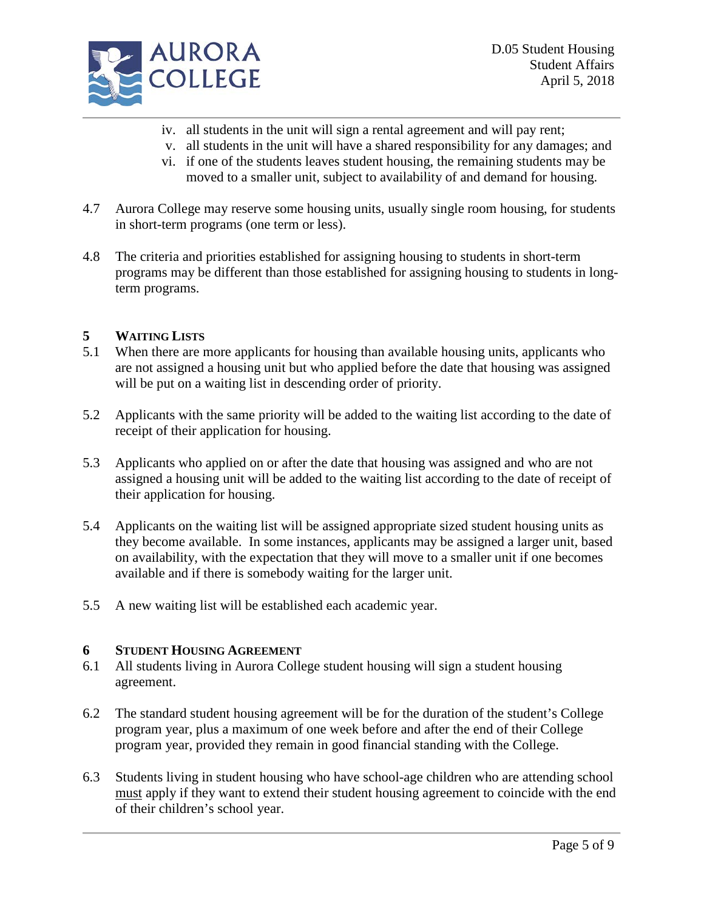iv. all students in the unit will sign a rental agreement and will pay rent;
v. all students in the unit will have a shared responsibility for any damages; and
vi. if one of the students leaves student housing, the remaining students may be moved to a smaller unit, subject to availability of and demand for housing.

4.7 Aurora College may reserve some housing units, usually single room housing, for students in short-term programs (one term or less).

4.8 The criteria and priorities established for assigning housing to students in short-term programs may be different than those established for assigning housing to students in long-term programs.

## 5 WAITING LISTS

5.1 When there are more applicants for housing than available housing units, applicants who are not assigned a housing unit but who applied before the date that housing was assigned will be put on a waiting list in descending order of priority.

5.2 Applicants with the same priority will be added to the waiting list according to the date of receipt of their application for housing.

5.3 Applicants who applied on or after the date that housing was assigned and who are not assigned a housing unit will be added to the waiting list according to the date of receipt of their application for housing.

5.4 Applicants on the waiting list will be assigned appropriate sized student housing units as they become available. In some instances, applicants may be assigned a larger unit, based on availability, with the expectation that they will move to a smaller unit if one becomes available and if there is somebody waiting for the larger unit.

5.5 A new waiting list will be established each academic year.

## 6 STUDENT HOUSING AGREEMENT

6.1 All students living in Aurora College student housing will sign a student housing agreement.

6.2 The standard student housing agreement will be for the duration of the student's College program year, plus a maximum of one week before and after the end of their College program year, provided they remain in good financial standing with the College.

6.3 Students living in student housing who have school-age children who are attending school <u>must</u> apply if they want to extend their student housing agreement to coincide with the end of their children's school year.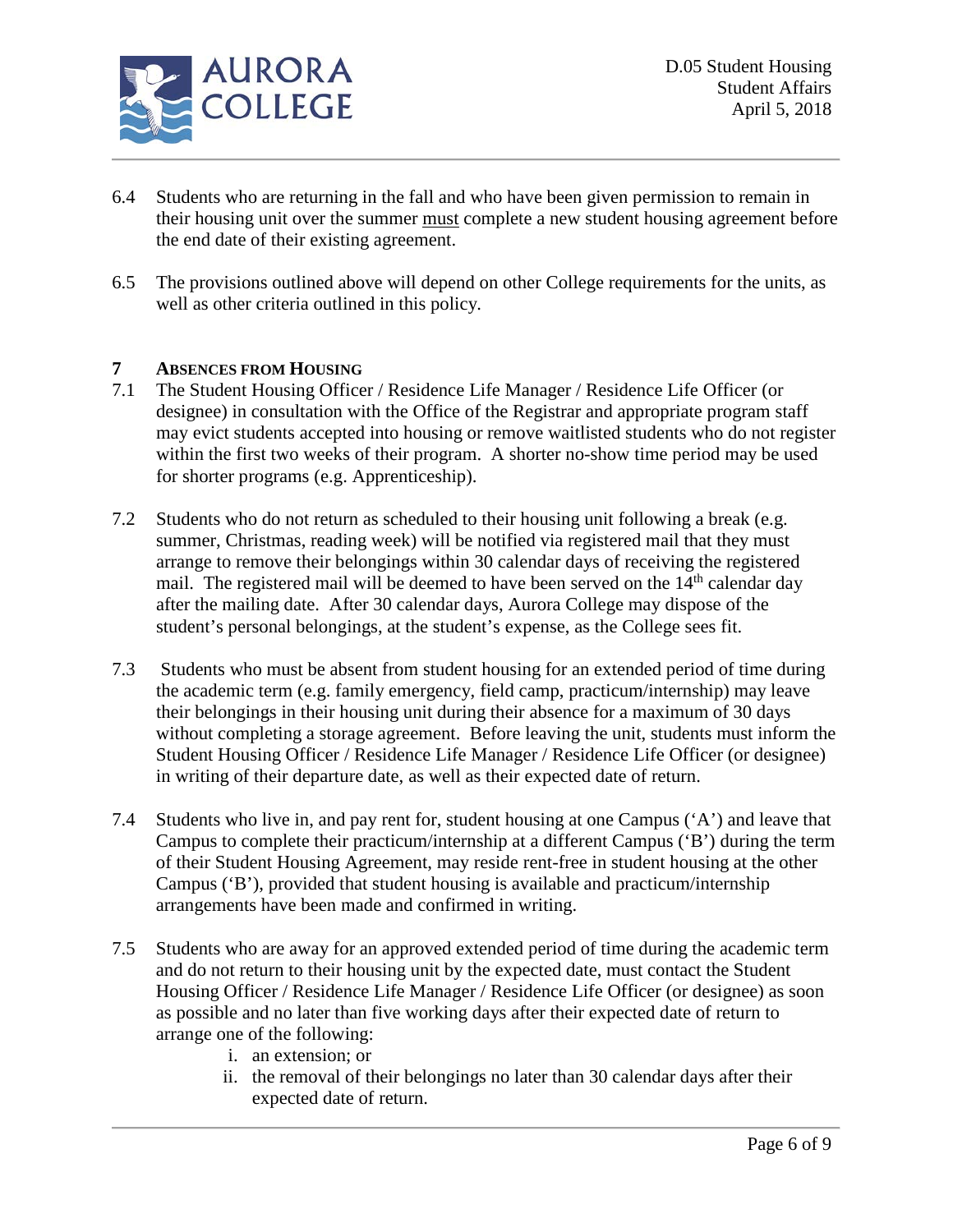6.4 Students who are returning in the fall and who have been given permission to remain in their housing unit over the summer must complete a new student housing agreement before the end date of their existing agreement.

6.5 The provisions outlined above will depend on other College requirements for the units, as well as other criteria outlined in this policy.

## 7 ABSENCES FROM HOUSING

7.1 The Student Housing Officer / Residence Life Manager / Residence Life Officer (or designee) in consultation with the Office of the Registrar and appropriate program staff may evict students accepted into housing or remove waitlisted students who do not register within the first two weeks of their program. A shorter no-show time period may be used for shorter programs (e.g. Apprenticeship).

7.2 Students who do not return as scheduled to their housing unit following a break (e.g. summer, Christmas, reading week) will be notified via registered mail that they must arrange to remove their belongings within 30 calendar days of receiving the registered mail. The registered mail will be deemed to have been served on the 14th calendar day after the mailing date. After 30 calendar days, Aurora College may dispose of the student's personal belongings, at the student's expense, as the College sees fit.

7.3 Students who must be absent from student housing for an extended period of time during the academic term (e.g. family emergency, field camp, practicum/internship) may leave their belongings in their housing unit during their absence for a maximum of 30 days without completing a storage agreement. Before leaving the unit, students must inform the Student Housing Officer / Residence Life Manager / Residence Life Officer (or designee) in writing of their departure date, as well as their expected date of return.

7.4 Students who live in, and pay rent for, student housing at one Campus ('A') and leave that Campus to complete their practicum/internship at a different Campus ('B') during the term of their Student Housing Agreement, may reside rent-free in student housing at the other Campus ('B'), provided that student housing is available and practicum/internship arrangements have been made and confirmed in writing.

7.5 Students who are away for an approved extended period of time during the academic term and do not return to their housing unit by the expected date, must contact the Student Housing Officer / Residence Life Manager / Residence Life Officer (or designee) as soon as possible and no later than five working days after their expected date of return to arrange one of the following:

   i. an extension; or
   ii. the removal of their belongings no later than 30 calendar days after their expected date of return.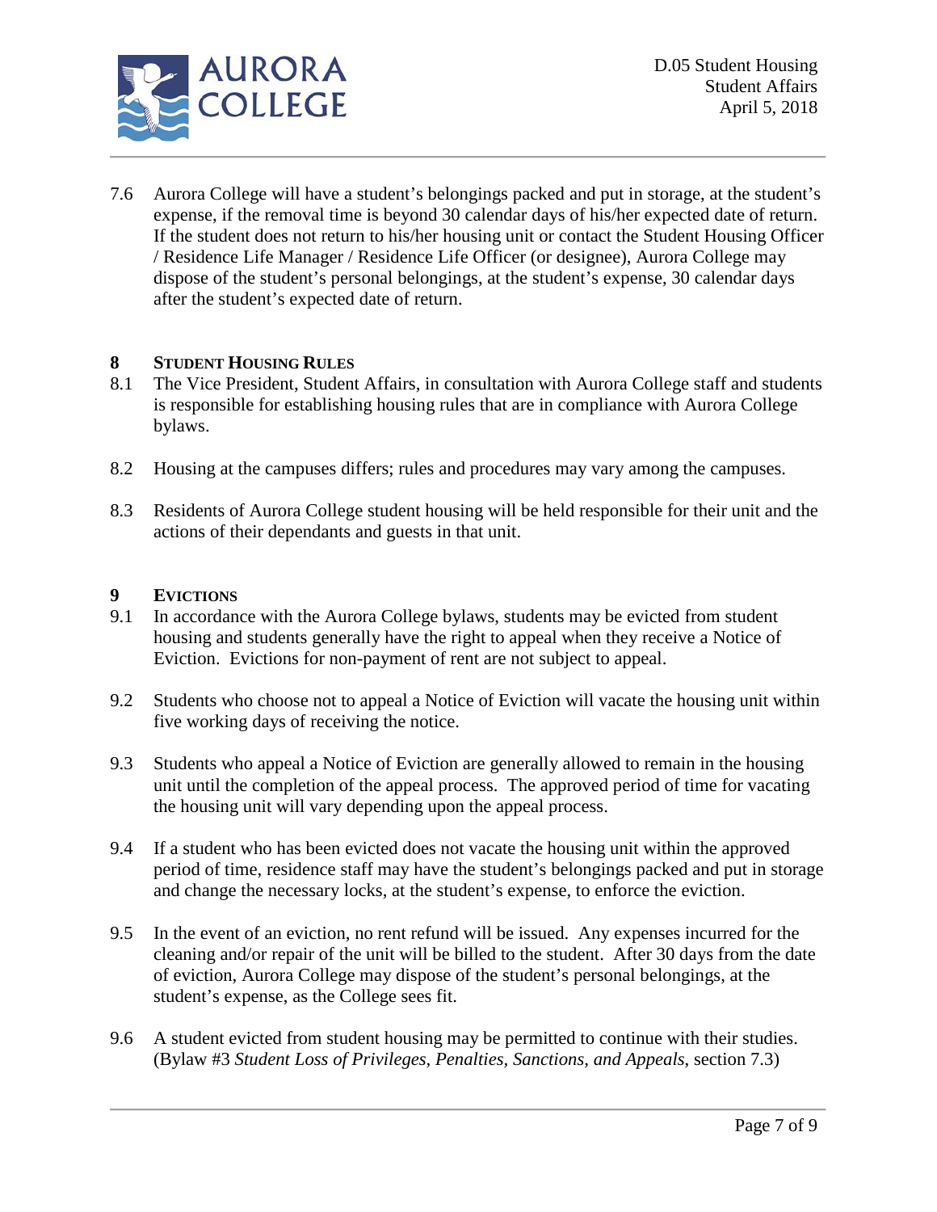7.6 Aurora College will have a student's belongings packed and put in storage, at the student's expense, if the removal time is beyond 30 calendar days of his/her expected date of return. If the student does not return to his/her housing unit or contact the Student Housing Officer / Residence Life Manager / Residence Life Officer (or designee), Aurora College may dispose of the student's personal belongings, at the student's expense, 30 calendar days after the student's expected date of return.

## 8 STUDENT HOUSING RULES

8.1 The Vice President, Student Affairs, in consultation with Aurora College staff and students is responsible for establishing housing rules that are in compliance with Aurora College bylaws.

8.2 Housing at the campuses differs; rules and procedures may vary among the campuses.

8.3 Residents of Aurora College student housing will be held responsible for their unit and the actions of their dependants and guests in that unit.

## 9 EVICTIONS

9.1 In accordance with the Aurora College bylaws, students may be evicted from student housing and students generally have the right to appeal when they receive a Notice of Eviction. Evictions for non-payment of rent are not subject to appeal.

9.2 Students who choose not to appeal a Notice of Eviction will vacate the housing unit within five working days of receiving the notice.

9.3 Students who appeal a Notice of Eviction are generally allowed to remain in the housing unit until the completion of the appeal process. The approved period of time for vacating the housing unit will vary depending upon the appeal process.

9.4 If a student who has been evicted does not vacate the housing unit within the approved period of time, residence staff may have the student's belongings packed and put in storage and change the necessary locks, at the student's expense, to enforce the eviction.

9.5 In the event of an eviction, no rent refund will be issued. Any expenses incurred for the cleaning and/or repair of the unit will be billed to the student. After 30 days from the date of eviction, Aurora College may dispose of the student's personal belongings, at the student's expense, as the College sees fit.

9.6 A student evicted from student housing may be permitted to continue with their studies. (Bylaw #3 *Student Loss of Privileges, Penalties, Sanctions, and Appeals*, section 7.3)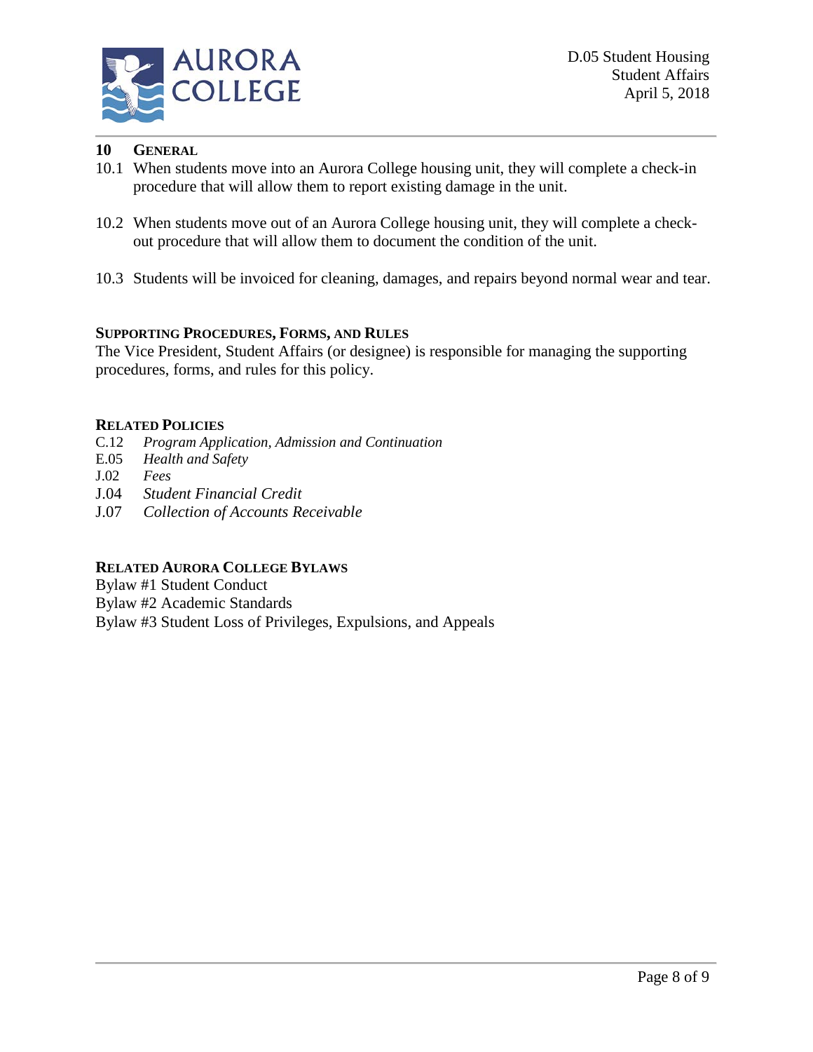## 10 General

10.1 When students move into an Aurora College housing unit, they will complete a check-in procedure that will allow them to report existing damage in the unit.

10.2 When students move out of an Aurora College housing unit, they will complete a check-out procedure that will allow them to document the condition of the unit.

10.3 Students will be invoiced for cleaning, damages, and repairs beyond normal wear and tear.

### Supporting Procedures, Forms, and Rules

The Vice President, Student Affairs (or designee) is responsible for managing the supporting procedures, forms, and rules for this policy.

### Related Policies

C.12 *Program Application, Admission and Continuation*
E.05 *Health and Safety*
J.02 *Fees*
J.04 *Student Financial Credit*
J.07 *Collection of Accounts Receivable*

### Related Aurora College Bylaws

Bylaw #1 Student Conduct
Bylaw #2 Academic Standards
Bylaw #3 Student Loss of Privileges, Expulsions, and Appeals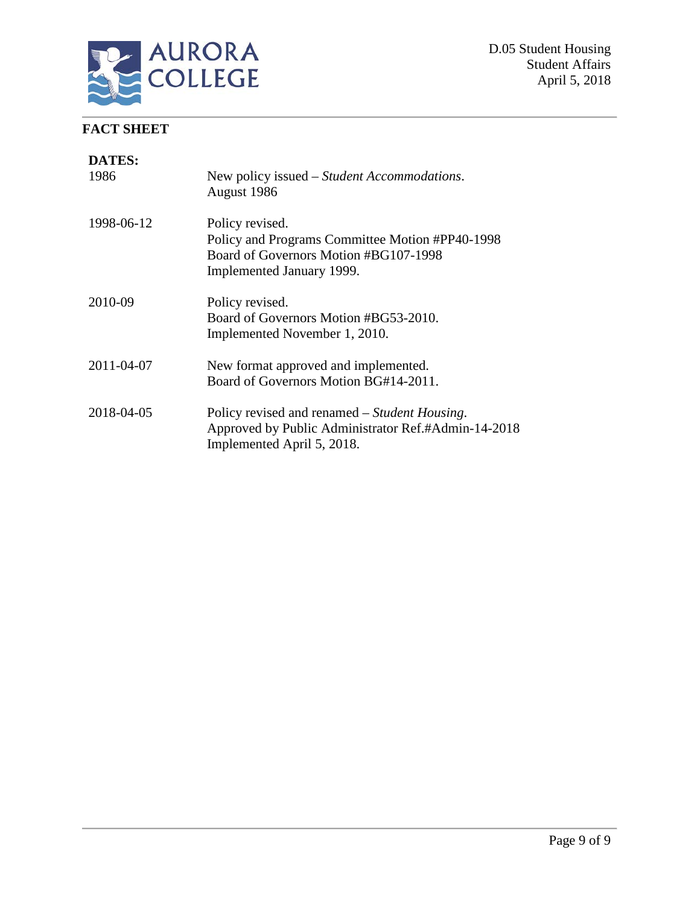## FACT SHEET

| | |
|---|---|
| **DATES:** | |
| 1986 | New policy issued – *Student Accommodations*. August 1986 |
| 1998-06-12 | Policy revised. Policy and Programs Committee Motion #PP40-1998 Board of Governors Motion #BG107-1998 Implemented January 1999. |
| 2010-09 | Policy revised. Board of Governors Motion #BG53-2010. Implemented November 1, 2010. |
| 2011-04-07 | New format approved and implemented. Board of Governors Motion BG#14-2011. |
| 2018-04-05 | Policy revised and renamed – *Student Housing*. Approved by Public Administrator Ref.#Admin-14-2018 Implemented April 5, 2018. |